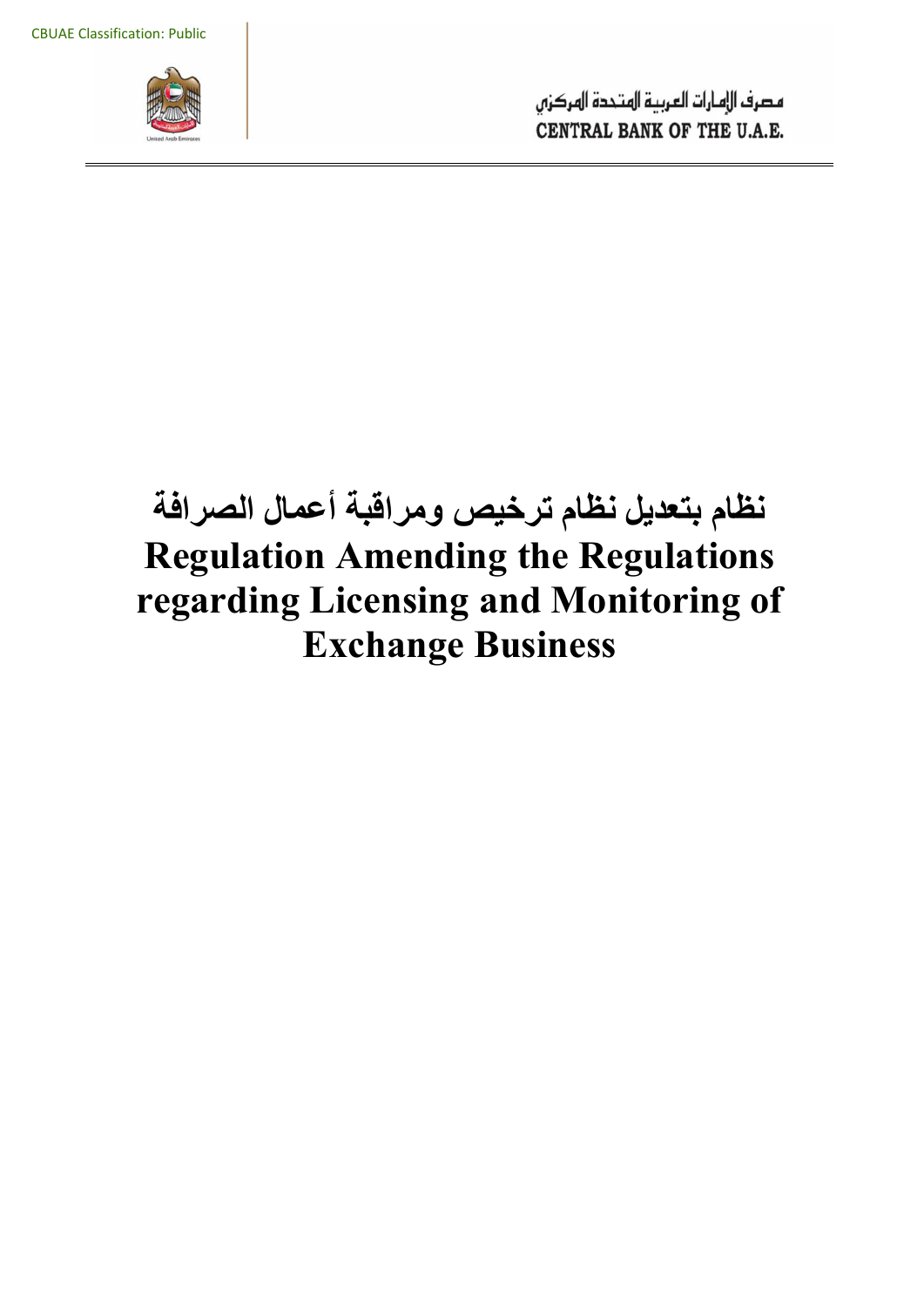CBUAE Classification: Public

مصرف الإمارات العربية المتحدة المركزي
CENTRAL BANK OF THE U.A.E.

# نظام بتعديل نظام ترخيص ومراقبة أعمال الصرافة

# Regulation Amending the Regulations regarding Licensing and Monitoring of Exchange Business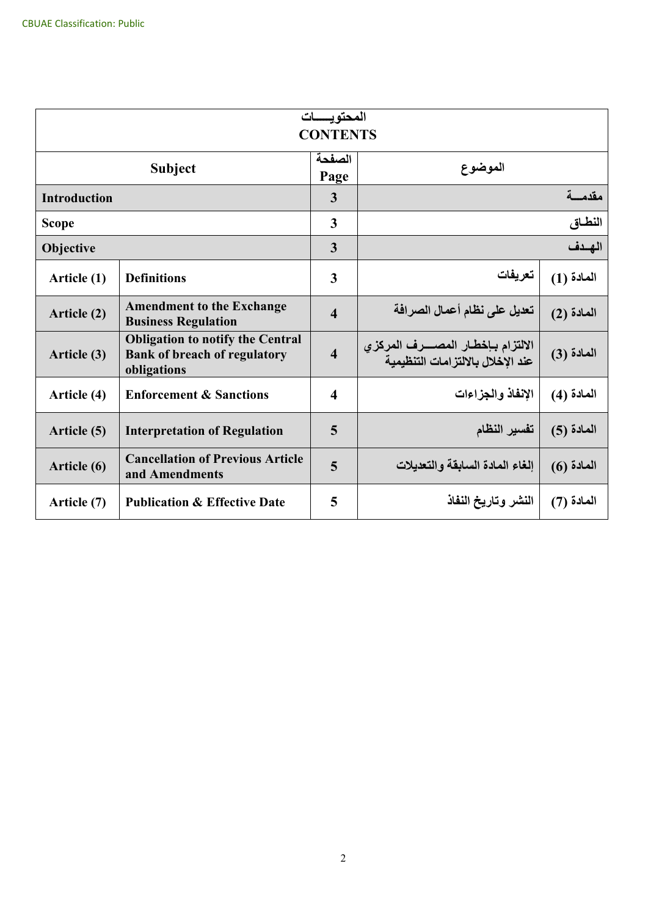CBUAE Classification: Public

| المحتويــــات CONTENTS | | | | |
|---|---|---|---|---|
| Subject | | الصفحة Page | الموضوع | |
| Introduction | | 3 | مقدمـــة | |
| Scope | | 3 | النطـاق | |
| Objective | | 3 | الهـدف | |
| Article (1) | Definitions | 3 | تعريفات | المادة (1) |
| Article (2) | Amendment to the Exchange Business Regulation | 4 | تعديل على نظام أعمال الصرافة | المادة (2) |
| Article (3) | Obligation to notify the Central Bank of breach of regulatory obligations | 4 | الالتزام بـإخطـار المصـــرف المركزي عند الإخلال بالالتزامات التنظيمية | المادة (3) |
| Article (4) | Enforcement & Sanctions | 4 | الإنفاذ والجزاءات | المادة (4) |
| Article (5) | Interpretation of Regulation | 5 | تفسير النظام | المادة (5) |
| Article (6) | Cancellation of Previous Article and Amendments | 5 | إلغاء المادة السابقة والتعديلات | المادة (6) |
| Article (7) | Publication & Effective Date | 5 | النشر وتاريخ النفاذ | المادة (7) |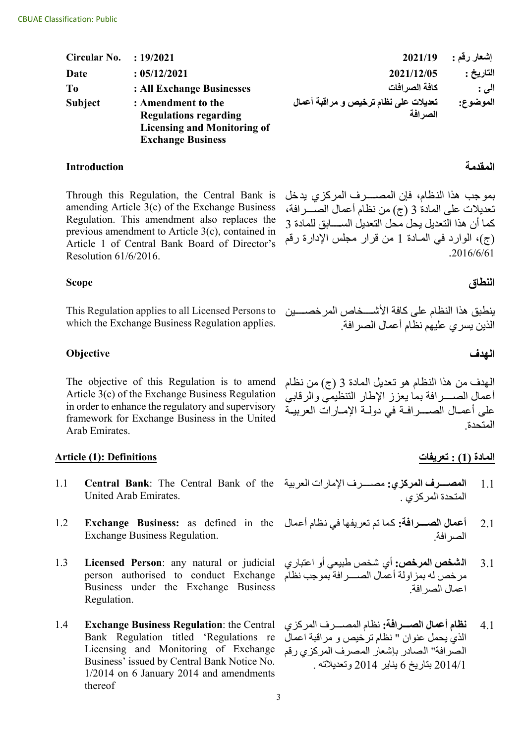CBUAE Classification: Public

| Circular No. | : 19/2021 | 2021/19 | إشعار رقم : |
|---|---|---|---|
| Date | : 05/12/2021 | 2021/12/05 | التاريخ : |
| To | : All Exchange Businesses | كافة الصرافات | الى : |
| Subject | : Amendment to the Regulations regarding Licensing and Monitoring of Exchange Business | تعديلات على نظام ترخيص و مراقبة أعمال الصرافة | الموضوع: |

## Introduction

Through this Regulation, the Central Bank is amending Article 3(c) of the Exchange Business Regulation. This amendment also replaces the previous amendment to Article 3(c), contained in Article 1 of Central Bank Board of Director's Resolution 61/6/2016.

## المقدمة

بموجب هذا النظام، فإن المصـــرف المركزي يدخل تعديلات على المادة 3 (ج) من نظام أعمال الصـــرافة، كما أن هذا التعديل يحل محل التعديل الســـابق للمادة 3 (ج)، الوارد في المـادة 1 من قرار مجلس الإدارة رقم 2016/6/61.

## Scope

This Regulation applies to all Licensed Persons to which the Exchange Business Regulation applies.

## النطاق

ينطبق هذا النظام على كافة الأشـــخاص المرخصـــين الذين يسري عليهم نظام أعمال الصرافة.

## Objective

The objective of this Regulation is to amend Article 3(c) of the Exchange Business Regulation in order to enhance the regulatory and supervisory framework for Exchange Business in the United Arab Emirates.

## الهدف

الهدف من هذا النظام هو تعديل المادة 3 (ج) من نظام أعمال الصـــرافة بما يعزز الإطار التنظيمي والرقابي على أعمـال الصـــرافـة في دولـة الإمـارات العربيـة المتحدة.

## Article (1): Definitions

1.1 **Central Bank**: The Central Bank of the United Arab Emirates.

1.2 **Exchange Business:** as defined in the Exchange Business Regulation.

1.3 **Licensed Person**: any natural or judicial person authorised to conduct Exchange Business under the Exchange Business Regulation.

1.4 **Exchange Business Regulation**: the Central Bank Regulation titled 'Regulations re Licensing and Monitoring of Exchange Business' issued by Central Bank Notice No. 1/2014 on 6 January 2014 and amendments thereof

## المادة (1) : تعريفات

1.1 **المصـــرف المركزي:** مصـــرف الإمارات العربية المتحدة المركزي .

2.1 **أعمال الصـــرافة:** كما تم تعريفها في نظام أعمال الصرافة.

3.1 **الشخص المرخص:** أي شخص طبيعي أو اعتباري مرخص له بمزاولة أعمال الصـــرافة بموجب نظام اعمال الصرافة.

4.1 **نظام أعمال الصـــرافة:** نظام المصـــرف المركزي الذي يحمل عنوان " نظام ترخيص و مراقبة اعمال الصرافة" الصادر بإشعار المصرف المركزي رقم 2014/1 بتاريخ 6 يناير 2014 وتعديلاته .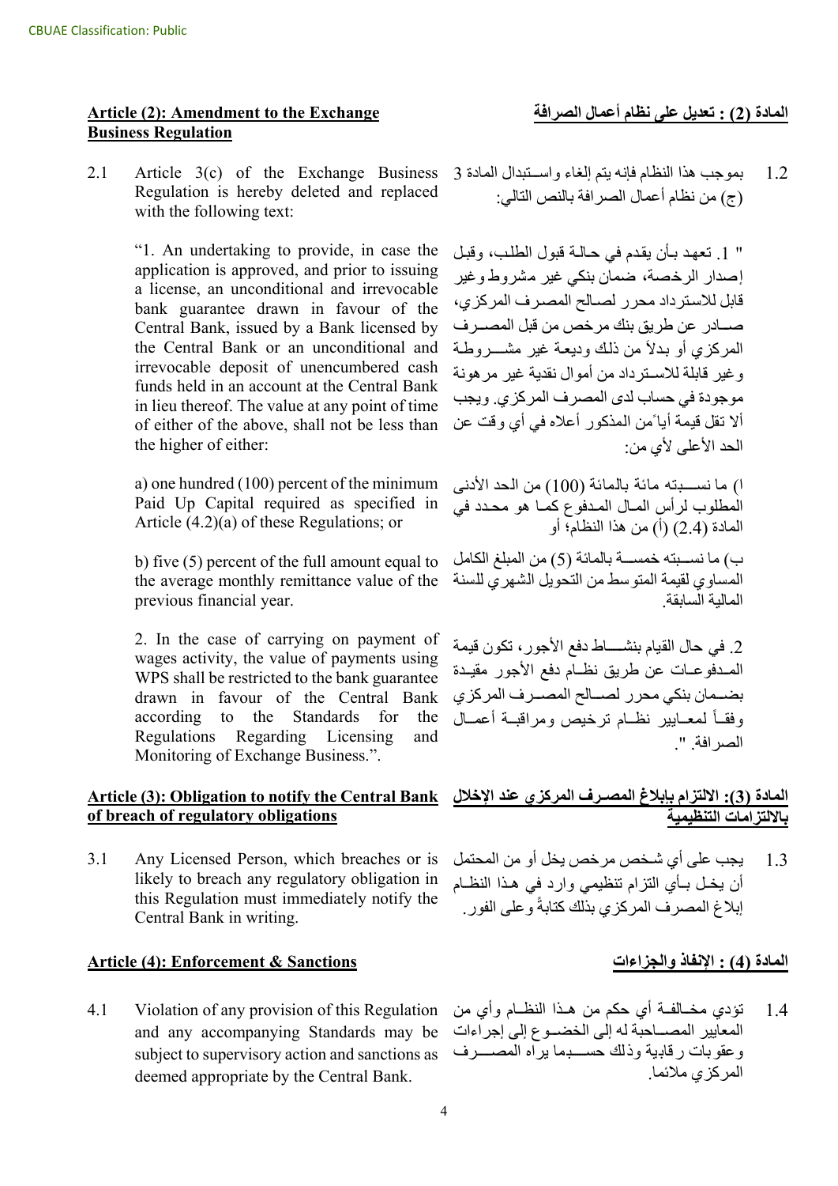## Article (2): Amendment to the Exchange Business Regulation

2.1 Article 3(c) of the Exchange Business Regulation is hereby deleted and replaced with the following text:

"1. An undertaking to provide, in case the application is approved, and prior to issuing a license, an unconditional and irrevocable bank guarantee drawn in favour of the Central Bank, issued by a Bank licensed by the Central Bank or an unconditional and irrevocable deposit of unencumbered cash funds held in an account at the Central Bank in lieu thereof. The value at any point of time of either of the above, shall not be less than the higher of either:

a) one hundred (100) percent of the minimum Paid Up Capital required as specified in Article (4.2)(a) of these Regulations; or

b) five (5) percent of the full amount equal to the average monthly remittance value of the previous financial year.

2. In the case of carrying on payment of wages activity, the value of payments using WPS shall be restricted to the bank guarantee drawn in favour of the Central Bank according to the Standards for the Regulations Regarding Licensing and Monitoring of Exchange Business.".

## المادة (2) : تعديل على نظام أعمال الصرافة

1.2 بموجب هذا النظام فإنه يتم إلغاء واستبدال المادة 3 (ج) من نظام أعمال الصرافة بالنص التالي:

" 1. تعهد بأن يقدم في حالة قبول الطلب، وقبل إصدار الرخصة، ضمان بنكي غير مشروط وغير قابل للاسترداد محرر لصالح المصرف المركزي، صادر عن طريق بنك مرخص من قبل المصرف المركزي أو بدلاً من ذلك وديعة غير مشروطة وغير قابلة للاسترداد من أموال نقدية غير مرهونة موجودة في حساب لدى المصرف المركزي. ويجب ألا تقل قيمة أياً من المذكور أعلاه في أي وقت عن الحد الأعلى لأي من:

ا) ما نسبته مائة بالمائة (100) من الحد الأدنى المطلوب لرأس المال المدفوع كما هو محدد في المادة (2.4) (أ) من هذا النظام؛ أو

ب) ما نسبته خمسة بالمائة (5) من المبلغ الكامل المساوي لقيمة المتوسط من التحويل الشهري للسنة المالية السابقة.

2. في حال القيام بنشاط دفع الأجور، تكون قيمة المدفوعات عن طريق نظام دفع الأجور مقيدة بضمان بنكي محرر لصالح المصرف المركزي وفقاً لمعايير نظام ترخيص ومراقبة أعمال الصرافة. "

## Article (3): Obligation to notify the Central Bank of breach of regulatory obligations

3.1 Any Licensed Person, which breaches or is likely to breach any regulatory obligation in this Regulation must immediately notify the Central Bank in writing.

## المادة (3): الالتزام بإبلاغ المصرف المركزي عند الإخلال بالالتزامات التنظيمية

1.3 يجب على أي شخص مرخص يخل أو من المحتمل أن يخل بأي التزام تنظيمي وارد في هذا النظام إبلاغ المصرف المركزي بذلك كتابةً وعلى الفور.

## Article (4): Enforcement & Sanctions

4.1 Violation of any provision of this Regulation and any accompanying Standards may be subject to supervisory action and sanctions as deemed appropriate by the Central Bank.

## المادة (4) : الإنفاذ والجزاءات

1.4 تؤدي مخالفة أي حكم من هذا النظام وأي من المعايير المصاحبة له إلى الخضوع إلى إجراءات وعقوبات رقابية وذلك حسبما يراه المصرف المركزي ملائما.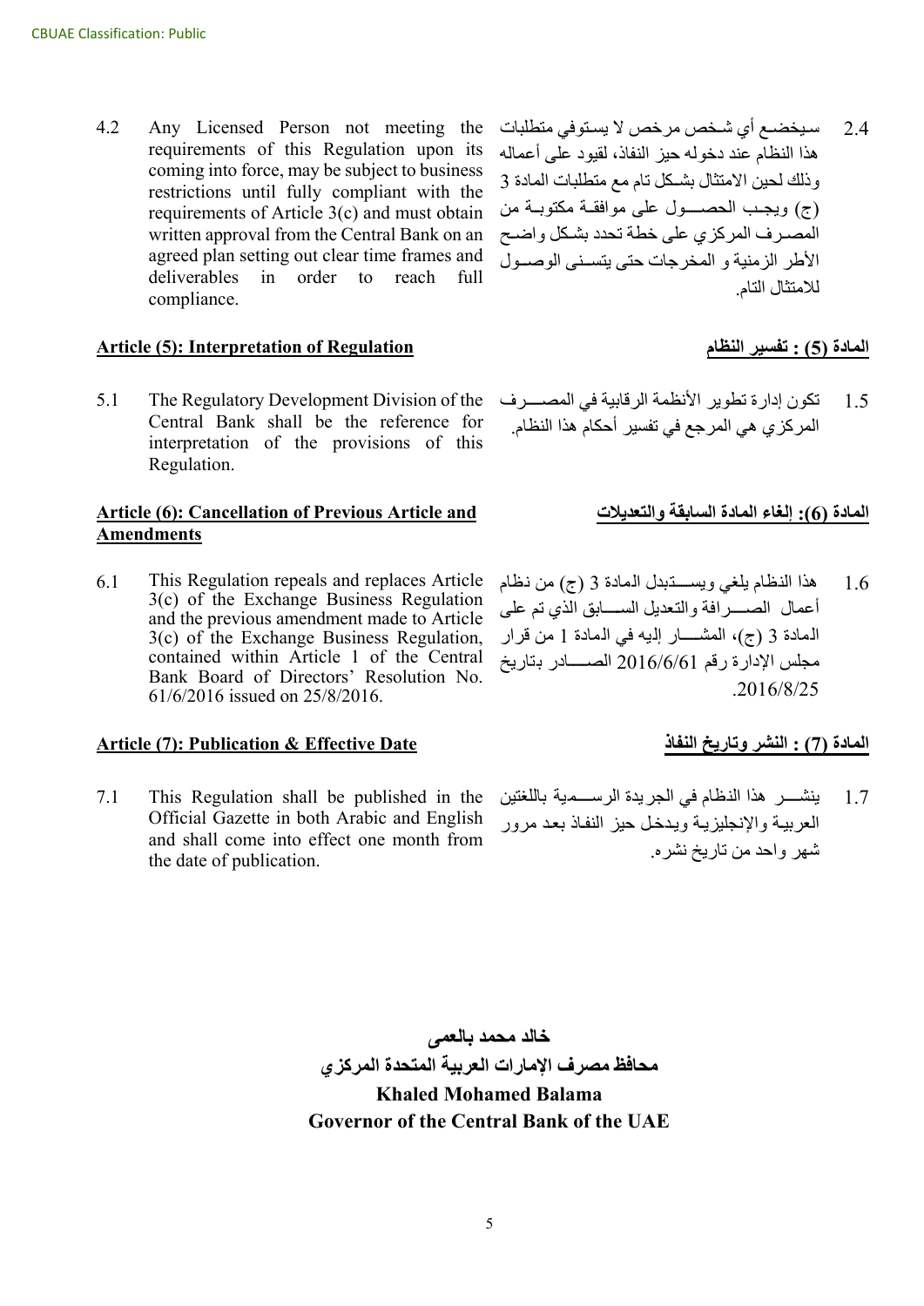4.2 Any Licensed Person not meeting the requirements of this Regulation upon its coming into force, may be subject to business restrictions until fully compliant with the requirements of Article 3(c) and must obtain written approval from the Central Bank on an agreed plan setting out clear time frames and deliverables in order to reach full compliance.

2.4 سيخضع أي شخص مرخص لا يستوفي متطلبات هذا النظام عند دخوله حيز النفاذ، لقيود على أعماله وذلك لحين الامتثال بشكل تام مع متطلبات المادة 3 (ج) ويجب الحصول على موافقة مكتوبة من المصرف المركزي على خطة تحدد بشكل واضح الأطر الزمنية و المخرجات حتى يتسنى الوصول للامتثال التام.

## Article (5): Interpretation of Regulation

5.1 The Regulatory Development Division of the Central Bank shall be the reference for interpretation of the provisions of this Regulation.

## المادة (5) : تفسير النظام

1.5 تكون إدارة تطوير الأنظمة الرقابية في المصرف المركزي هي المرجع في تفسير أحكام هذا النظام.

## Article (6): Cancellation of Previous Article and Amendments

6.1 This Regulation repeals and replaces Article 3(c) of the Exchange Business Regulation and the previous amendment made to Article 3(c) of the Exchange Business Regulation, contained within Article 1 of the Central Bank Board of Directors' Resolution No. 61/6/2016 issued on 25/8/2016.

## المادة (6): إلغاء المادة السابقة والتعديلات

1.6 هذا النظام يلغي ويستبدل المادة 3 (ج) من نظام أعمال الصرافة والتعديل السابق الذي تم على المادة 3 (ج)، المشار إليه في المادة 1 من قرار مجلس الإدارة رقم 2016/6/61 الصادر بتاريخ 2016/8/25.

## Article (7): Publication & Effective Date

7.1 This Regulation shall be published in the Official Gazette in both Arabic and English and shall come into effect one month from the date of publication.

## المادة (7) : النشر وتاريخ النفاذ

1.7 ينشر هذا النظام في الجريدة الرسمية باللغتين العربية والإنجليزية ويدخل حيز النفاذ بعد مرور شهر واحد من تاريخ نشره.

**خالد محمد بالعمى**

**محافظ مصرف الإمارات العربية المتحدة المركزي**

**Khaled Mohamed Balama**

**Governor of the Central Bank of the UAE**